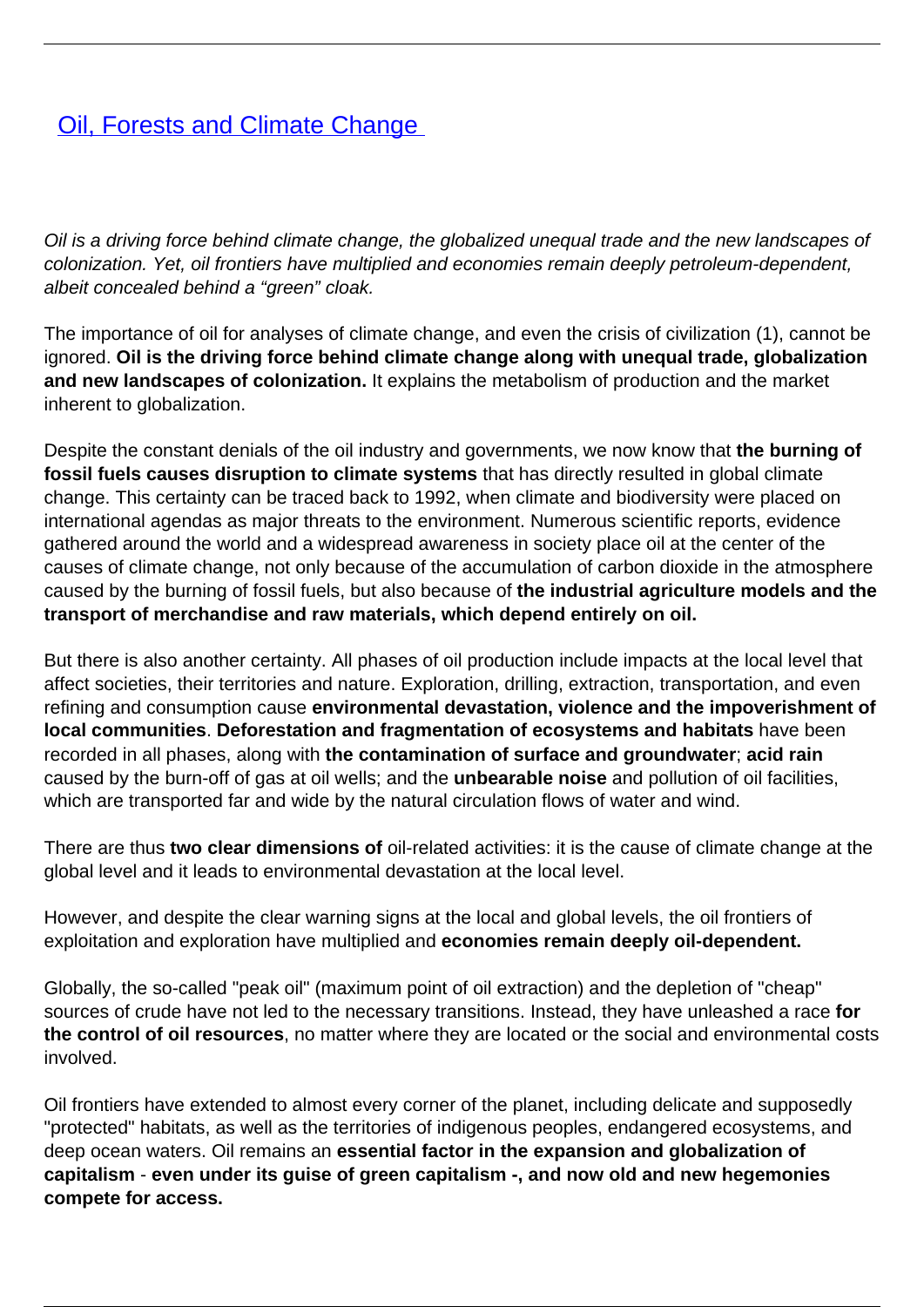# Oil, Forests and Climate Change

*Oil is a driving force behind climate change, the globalized unequal trade and the new landscapes of colonization. Yet, oil frontiers have multiplied and economies remain deeply petroleum-dependent, albeit concealed behind a "green" cloak.*

The importance of oil for analyses of climate change, and even the crisis of civilization (1), cannot be ignored. **Oil is the driving force behind climate change along with unequal trade, globalization and new landscapes of colonization.** It explains the metabolism of production and the market inherent to globalization.

Despite the constant denials of the oil industry and governments, we now know that **the burning of fossil fuels causes disruption to climate systems** that has directly resulted in global climate change. This certainty can be traced back to 1992, when climate and biodiversity were placed on international agendas as major threats to the environment. Numerous scientific reports, evidence gathered around the world and a widespread awareness in society place oil at the center of the causes of climate change, not only because of the accumulation of carbon dioxide in the atmosphere caused by the burning of fossil fuels, but also because of **the industrial agriculture models and the transport of merchandise and raw materials, which depend entirely on oil.**

But there is also another certainty. All phases of oil production include impacts at the local level that affect societies, their territories and nature. Exploration, drilling, extraction, transportation, and even refining and consumption cause **environmental devastation, violence and the impoverishment of local communities**. **Deforestation and fragmentation of ecosystems and habitats** have been recorded in all phases, along with **the contamination of surface and groundwater**; **acid rain** caused by the burn-off of gas at oil wells; and the **unbearable noise** and pollution of oil facilities, which are transported far and wide by the natural circulation flows of water and wind.

There are thus **two clear dimensions of** oil-related activities: it is the cause of climate change at the global level and it leads to environmental devastation at the local level.

However, and despite the clear warning signs at the local and global levels, the oil frontiers of exploitation and exploration have multiplied and **economies remain deeply oil-dependent.**

Globally, the so-called "peak oil" (maximum point of oil extraction) and the depletion of "cheap" sources of crude have not led to the necessary transitions. Instead, they have unleashed a race **for the control of oil resources**, no matter where they are located or the social and environmental costs involved.

Oil frontiers have extended to almost every corner of the planet, including delicate and supposedly "protected" habitats, as well as the territories of indigenous peoples, endangered ecosystems, and deep ocean waters. Oil remains an **essential factor in the expansion and globalization of capitalism** - **even under its guise of green capitalism -, and now old and new hegemonies compete for access.**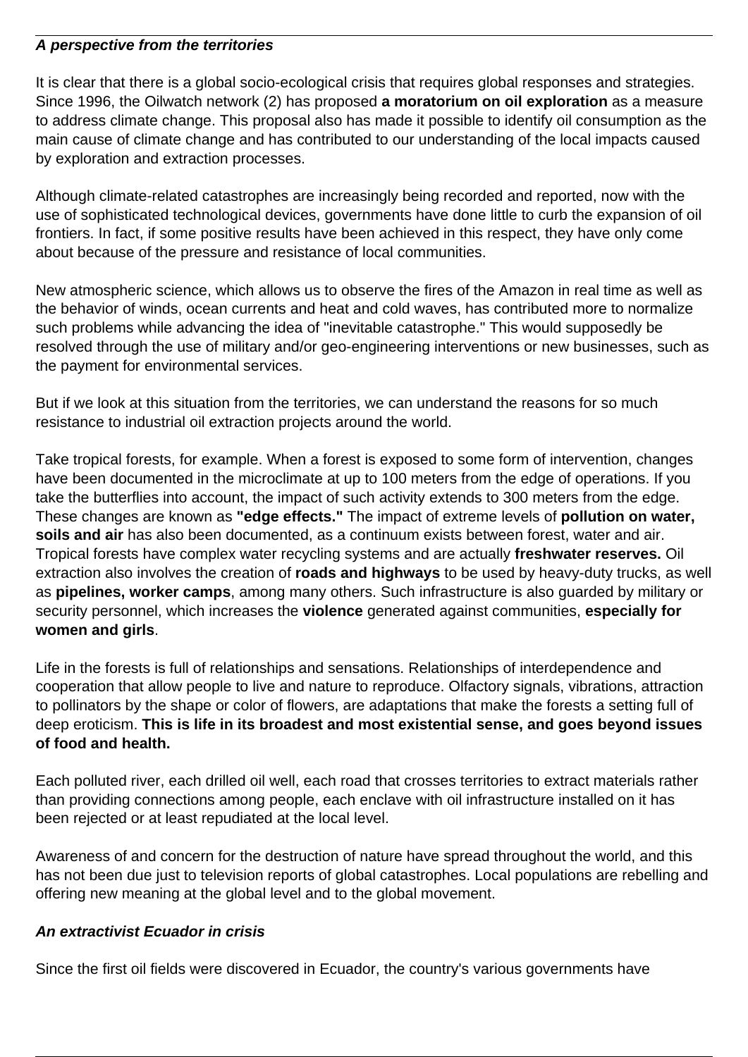***A perspective from the territories***

It is clear that there is a global socio-ecological crisis that requires global responses and strategies. Since 1996, the Oilwatch network (2) has proposed **a moratorium on oil exploration** as a measure to address climate change. This proposal also has made it possible to identify oil consumption as the main cause of climate change and has contributed to our understanding of the local impacts caused by exploration and extraction processes.

Although climate-related catastrophes are increasingly being recorded and reported, now with the use of sophisticated technological devices, governments have done little to curb the expansion of oil frontiers. In fact, if some positive results have been achieved in this respect, they have only come about because of the pressure and resistance of local communities.

New atmospheric science, which allows us to observe the fires of the Amazon in real time as well as the behavior of winds, ocean currents and heat and cold waves, has contributed more to normalize such problems while advancing the idea of "inevitable catastrophe." This would supposedly be resolved through the use of military and/or geo-engineering interventions or new businesses, such as the payment for environmental services.

But if we look at this situation from the territories, we can understand the reasons for so much resistance to industrial oil extraction projects around the world.

Take tropical forests, for example. When a forest is exposed to some form of intervention, changes have been documented in the microclimate at up to 100 meters from the edge of operations. If you take the butterflies into account, the impact of such activity extends to 300 meters from the edge. These changes are known as **"edge effects."** The impact of extreme levels of **pollution on water, soils and air** has also been documented, as a continuum exists between forest, water and air. Tropical forests have complex water recycling systems and are actually **freshwater reserves.** Oil extraction also involves the creation of **roads and highways** to be used by heavy-duty trucks, as well as **pipelines, worker camps**, among many others. Such infrastructure is also guarded by military or security personnel, which increases the **violence** generated against communities, **especially for women and girls**.

Life in the forests is full of relationships and sensations. Relationships of interdependence and cooperation that allow people to live and nature to reproduce. Olfactory signals, vibrations, attraction to pollinators by the shape or color of flowers, are adaptations that make the forests a setting full of deep eroticism. **This is life in its broadest and most existential sense, and goes beyond issues of food and health.**

Each polluted river, each drilled oil well, each road that crosses territories to extract materials rather than providing connections among people, each enclave with oil infrastructure installed on it has been rejected or at least repudiated at the local level.

Awareness of and concern for the destruction of nature have spread throughout the world, and this has not been due just to television reports of global catastrophes. Local populations are rebelling and offering new meaning at the global level and to the global movement.

***An extractivist Ecuador in crisis***

Since the first oil fields were discovered in Ecuador, the country's various governments have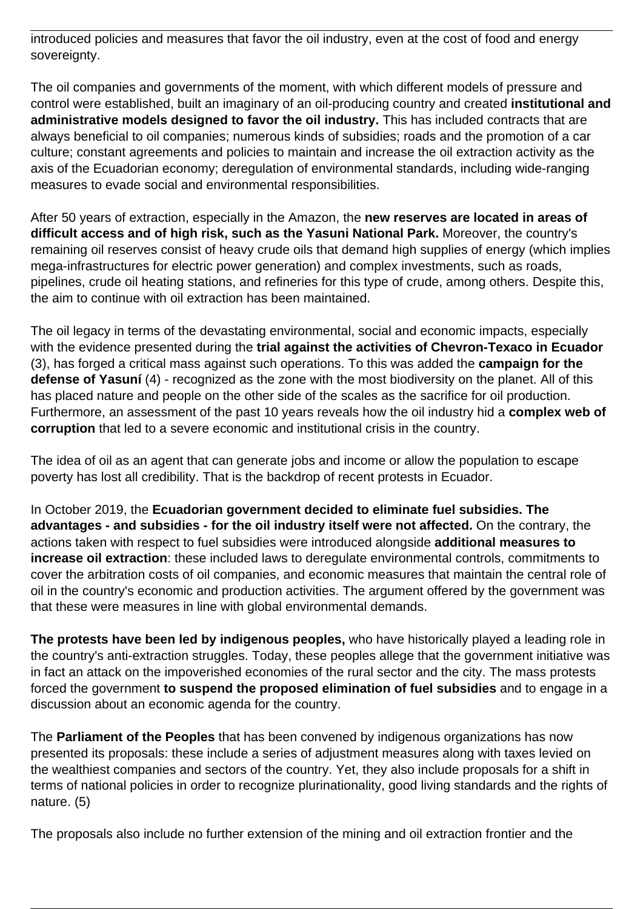introduced policies and measures that favor the oil industry, even at the cost of food and energy sovereignty.

The oil companies and governments of the moment, with which different models of pressure and control were established, built an imaginary of an oil-producing country and created **institutional and administrative models designed to favor the oil industry.** This has included contracts that are always beneficial to oil companies; numerous kinds of subsidies; roads and the promotion of a car culture; constant agreements and policies to maintain and increase the oil extraction activity as the axis of the Ecuadorian economy; deregulation of environmental standards, including wide-ranging measures to evade social and environmental responsibilities.

After 50 years of extraction, especially in the Amazon, the **new reserves are located in areas of difficult access and of high risk, such as the Yasuni National Park.** Moreover, the country's remaining oil reserves consist of heavy crude oils that demand high supplies of energy (which implies mega-infrastructures for electric power generation) and complex investments, such as roads, pipelines, crude oil heating stations, and refineries for this type of crude, among others. Despite this, the aim to continue with oil extraction has been maintained.

The oil legacy in terms of the devastating environmental, social and economic impacts, especially with the evidence presented during the **trial against the activities of Chevron-Texaco in Ecuador** (3), has forged a critical mass against such operations. To this was added the **campaign for the defense of Yasuní** (4) - recognized as the zone with the most biodiversity on the planet. All of this has placed nature and people on the other side of the scales as the sacrifice for oil production. Furthermore, an assessment of the past 10 years reveals how the oil industry hid a **complex web of corruption** that led to a severe economic and institutional crisis in the country.

The idea of oil as an agent that can generate jobs and income or allow the population to escape poverty has lost all credibility. That is the backdrop of recent protests in Ecuador.

In October 2019, the **Ecuadorian government decided to eliminate fuel subsidies. The advantages - and subsidies - for the oil industry itself were not affected.** On the contrary, the actions taken with respect to fuel subsidies were introduced alongside **additional measures to increase oil extraction**: these included laws to deregulate environmental controls, commitments to cover the arbitration costs of oil companies, and economic measures that maintain the central role of oil in the country's economic and production activities. The argument offered by the government was that these were measures in line with global environmental demands.

**The protests have been led by indigenous peoples,** who have historically played a leading role in the country's anti-extraction struggles. Today, these peoples allege that the government initiative was in fact an attack on the impoverished economies of the rural sector and the city. The mass protests forced the government **to suspend the proposed elimination of fuel subsidies** and to engage in a discussion about an economic agenda for the country.

The **Parliament of the Peoples** that has been convened by indigenous organizations has now presented its proposals: these include a series of adjustment measures along with taxes levied on the wealthiest companies and sectors of the country. Yet, they also include proposals for a shift in terms of national policies in order to recognize plurinationality, good living standards and the rights of nature. (5)

The proposals also include no further extension of the mining and oil extraction frontier and the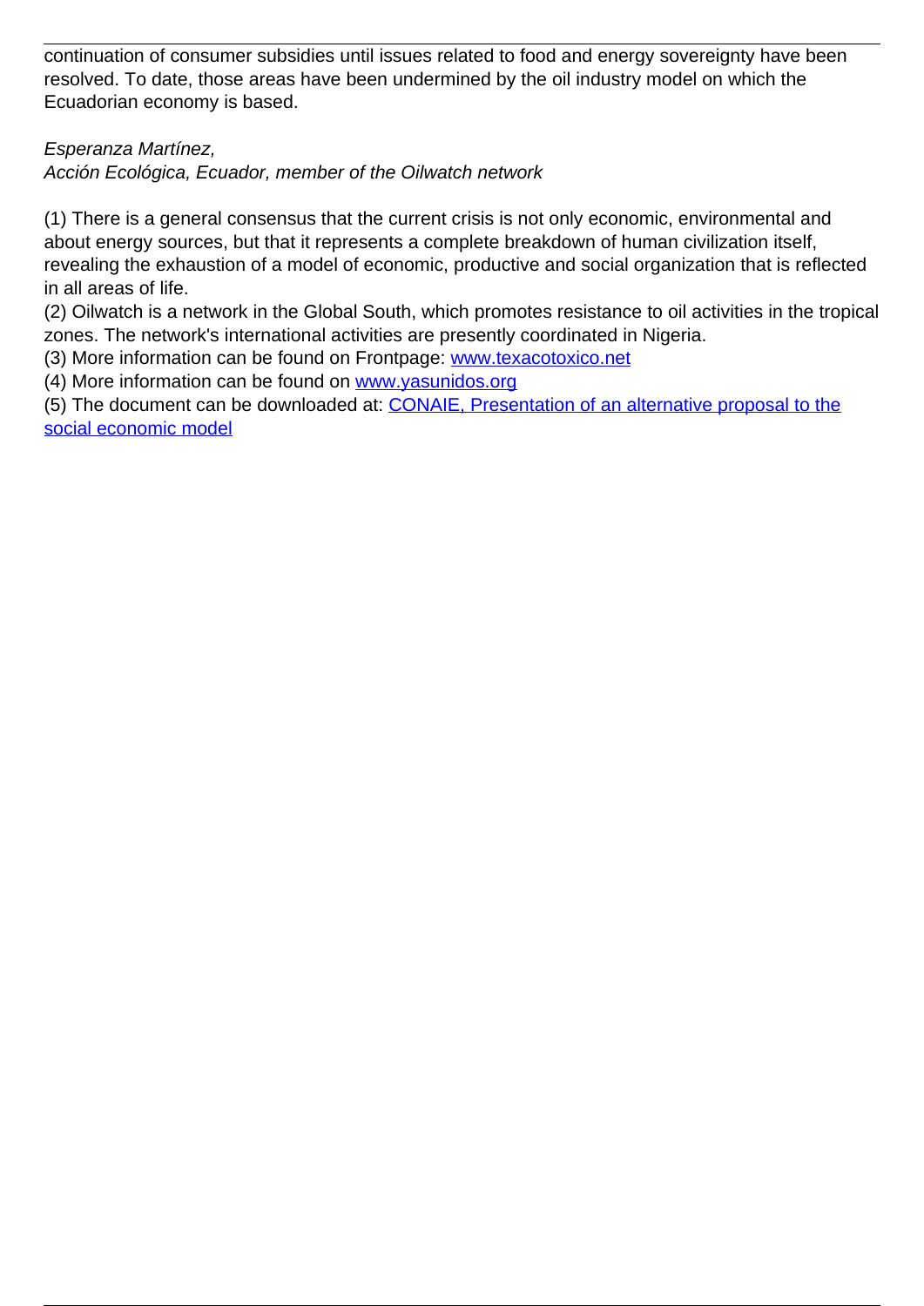continuation of consumer subsidies until issues related to food and energy sovereignty have been resolved. To date, those areas have been undermined by the oil industry model on which the Ecuadorian economy is based.

*Esperanza Martínez,*
*Acción Ecológica, Ecuador, member of the Oilwatch network*

(1) There is a general consensus that the current crisis is not only economic, environmental and about energy sources, but that it represents a complete breakdown of human civilization itself, revealing the exhaustion of a model of economic, productive and social organization that is reflected in all areas of life.
(2) Oilwatch is a network in the Global South, which promotes resistance to oil activities in the tropical zones. The network's international activities are presently coordinated in Nigeria.
(3) More information can be found on Frontpage: [www.texacotoxico.net](www.texacotoxico.net)
(4) More information can be found on [www.yasunidos.org](www.yasunidos.org)
(5) The document can be downloaded at: [CONAIE, Presentation of an alternative proposal to the social economic model]()